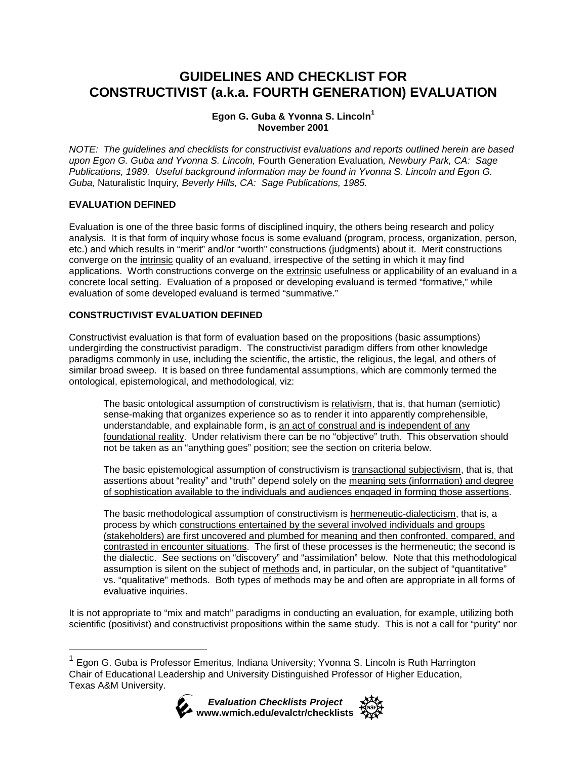# GUIDELINES AND CHECKLIST FOR CONSTRUCTIVIST (a.k.a. FOURTH GENERATION) EVALUATION

**Egon G. Guba & Yvonna S. Lincoln[1]**
**November 2001**

*NOTE: The guidelines and checklists for constructivist evaluations and reports outlined herein are based upon Egon G. Guba and Yvonna S. Lincoln,* Fourth Generation Evaluation*, Newbury Park, CA: Sage Publications, 1989. Useful background information may be found in Yvonna S. Lincoln and Egon G. Guba,* Naturalistic Inquiry*, Beverly Hills, CA: Sage Publications, 1985.*

## EVALUATION DEFINED

Evaluation is one of the three basic forms of disciplined inquiry, the others being research and policy analysis. It is that form of inquiry whose focus is some evaluand (program, process, organization, person, etc.) and which results in "merit" and/or "worth" constructions (judgments) about it. Merit constructions converge on the intrinsic quality of an evaluand, irrespective of the setting in which it may find applications. Worth constructions converge on the extrinsic usefulness or applicability of an evaluand in a concrete local setting. Evaluation of a proposed or developing evaluand is termed "formative," while evaluation of some developed evaluand is termed "summative."

## CONSTRUCTIVIST EVALUATION DEFINED

Constructivist evaluation is that form of evaluation based on the propositions (basic assumptions) undergirding the constructivist paradigm. The constructivist paradigm differs from other knowledge paradigms commonly in use, including the scientific, the artistic, the religious, the legal, and others of similar broad sweep. It is based on three fundamental assumptions, which are commonly termed the ontological, epistemological, and methodological, viz:

> The basic ontological assumption of constructivism is relativism, that is, that human (semiotic) sense-making that organizes experience so as to render it into apparently comprehensible, understandable, and explainable form, is an act of construal and is independent of any foundational reality. Under relativism there can be no "objective" truth. This observation should not be taken as an "anything goes" position; see the section on criteria below.
>
> The basic epistemological assumption of constructivism is transactional subjectivism, that is, that assertions about "reality" and "truth" depend solely on the meaning sets (information) and degree of sophistication available to the individuals and audiences engaged in forming those assertions.
>
> The basic methodological assumption of constructivism is hermeneutic-dialecticism, that is, a process by which constructions entertained by the several involved individuals and groups (stakeholders) are first uncovered and plumbed for meaning and then confronted, compared, and contrasted in encounter situations. The first of these processes is the hermeneutic; the second is the dialectic. See sections on "discovery" and "assimilation" below. Note that this methodological assumption is silent on the subject of methods and, in particular, on the subject of "quantitative" vs. "qualitative" methods. Both types of methods may be and often are appropriate in all forms of evaluative inquiries.

It is not appropriate to "mix and match" paradigms in conducting an evaluation, for example, utilizing both scientific (positivist) and constructivist propositions within the same study. This is not a call for "purity" nor

---

[1] Egon G. Guba is Professor Emeritus, Indiana University; Yvonna S. Lincoln is Ruth Harrington Chair of Educational Leadership and University Distinguished Professor of Higher Education, Texas A&M University.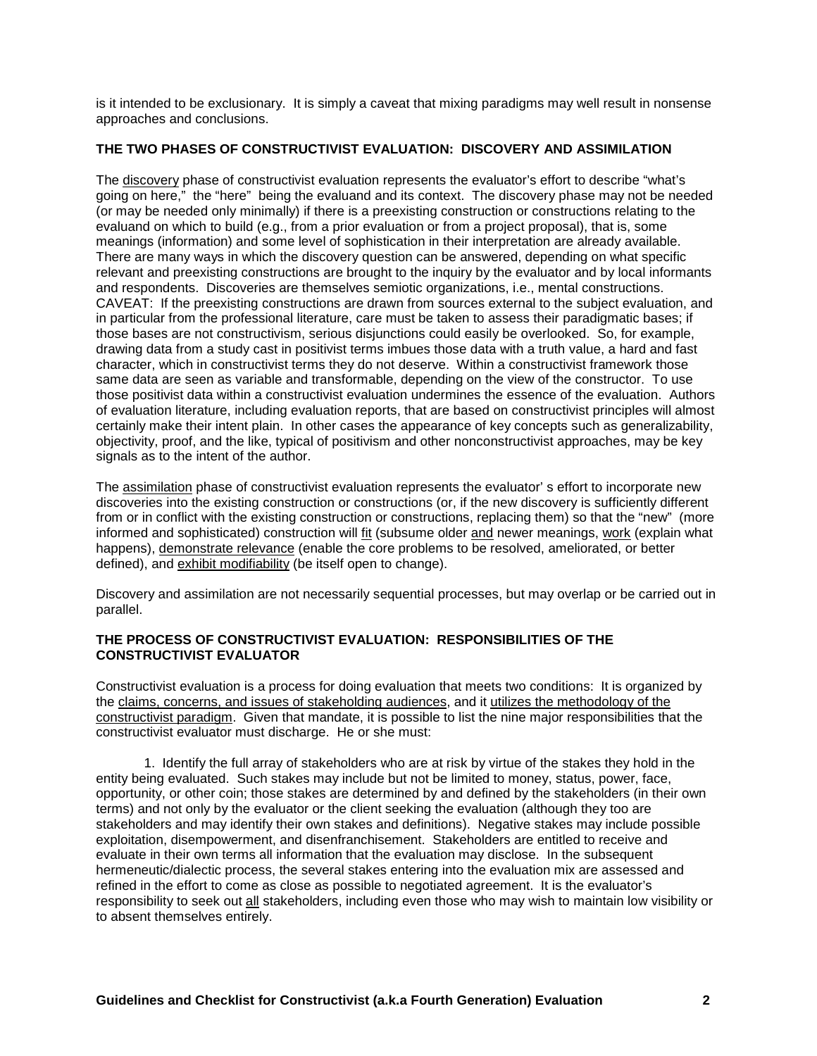is it intended to be exclusionary. It is simply a caveat that mixing paradigms may well result in nonsense approaches and conclusions.

**THE TWO PHASES OF CONSTRUCTIVIST EVALUATION: DISCOVERY AND ASSIMILATION**

The discovery phase of constructivist evaluation represents the evaluator's effort to describe "what's going on here," the "here" being the evaluand and its context. The discovery phase may not be needed (or may be needed only minimally) if there is a preexisting construction or constructions relating to the evaluand on which to build (e.g., from a prior evaluation or from a project proposal), that is, some meanings (information) and some level of sophistication in their interpretation are already available. There are many ways in which the discovery question can be answered, depending on what specific relevant and preexisting constructions are brought to the inquiry by the evaluator and by local informants and respondents. Discoveries are themselves semiotic organizations, i.e., mental constructions. CAVEAT: If the preexisting constructions are drawn from sources external to the subject evaluation, and in particular from the professional literature, care must be taken to assess their paradigmatic bases; if those bases are not constructivism, serious disjunctions could easily be overlooked. So, for example, drawing data from a study cast in positivist terms imbues those data with a truth value, a hard and fast character, which in constructivist terms they do not deserve. Within a constructivist framework those same data are seen as variable and transformable, depending on the view of the constructor. To use those positivist data within a constructivist evaluation undermines the essence of the evaluation. Authors of evaluation literature, including evaluation reports, that are based on constructivist principles will almost certainly make their intent plain. In other cases the appearance of key concepts such as generalizability, objectivity, proof, and the like, typical of positivism and other nonconstructivist approaches, may be key signals as to the intent of the author.

The assimilation phase of constructivist evaluation represents the evaluator' s effort to incorporate new discoveries into the existing construction or constructions (or, if the new discovery is sufficiently different from or in conflict with the existing construction or constructions, replacing them) so that the "new" (more informed and sophisticated) construction will fit (subsume older and newer meanings, work (explain what happens), demonstrate relevance (enable the core problems to be resolved, ameliorated, or better defined), and exhibit modifiability (be itself open to change).

Discovery and assimilation are not necessarily sequential processes, but may overlap or be carried out in parallel.

**THE PROCESS OF CONSTRUCTIVIST EVALUATION: RESPONSIBILITIES OF THE CONSTRUCTIVIST EVALUATOR**

Constructivist evaluation is a process for doing evaluation that meets two conditions: It is organized by the claims, concerns, and issues of stakeholding audiences, and it utilizes the methodology of the constructivist paradigm. Given that mandate, it is possible to list the nine major responsibilities that the constructivist evaluator must discharge. He or she must:

1. Identify the full array of stakeholders who are at risk by virtue of the stakes they hold in the entity being evaluated. Such stakes may include but not be limited to money, status, power, face, opportunity, or other coin; those stakes are determined by and defined by the stakeholders (in their own terms) and not only by the evaluator or the client seeking the evaluation (although they too are stakeholders and may identify their own stakes and definitions). Negative stakes may include possible exploitation, disempowerment, and disenfranchisement. Stakeholders are entitled to receive and evaluate in their own terms all information that the evaluation may disclose. In the subsequent hermeneutic/dialectic process, the several stakes entering into the evaluation mix are assessed and refined in the effort to come as close as possible to negotiated agreement. It is the evaluator's responsibility to seek out all stakeholders, including even those who may wish to maintain low visibility or to absent themselves entirely.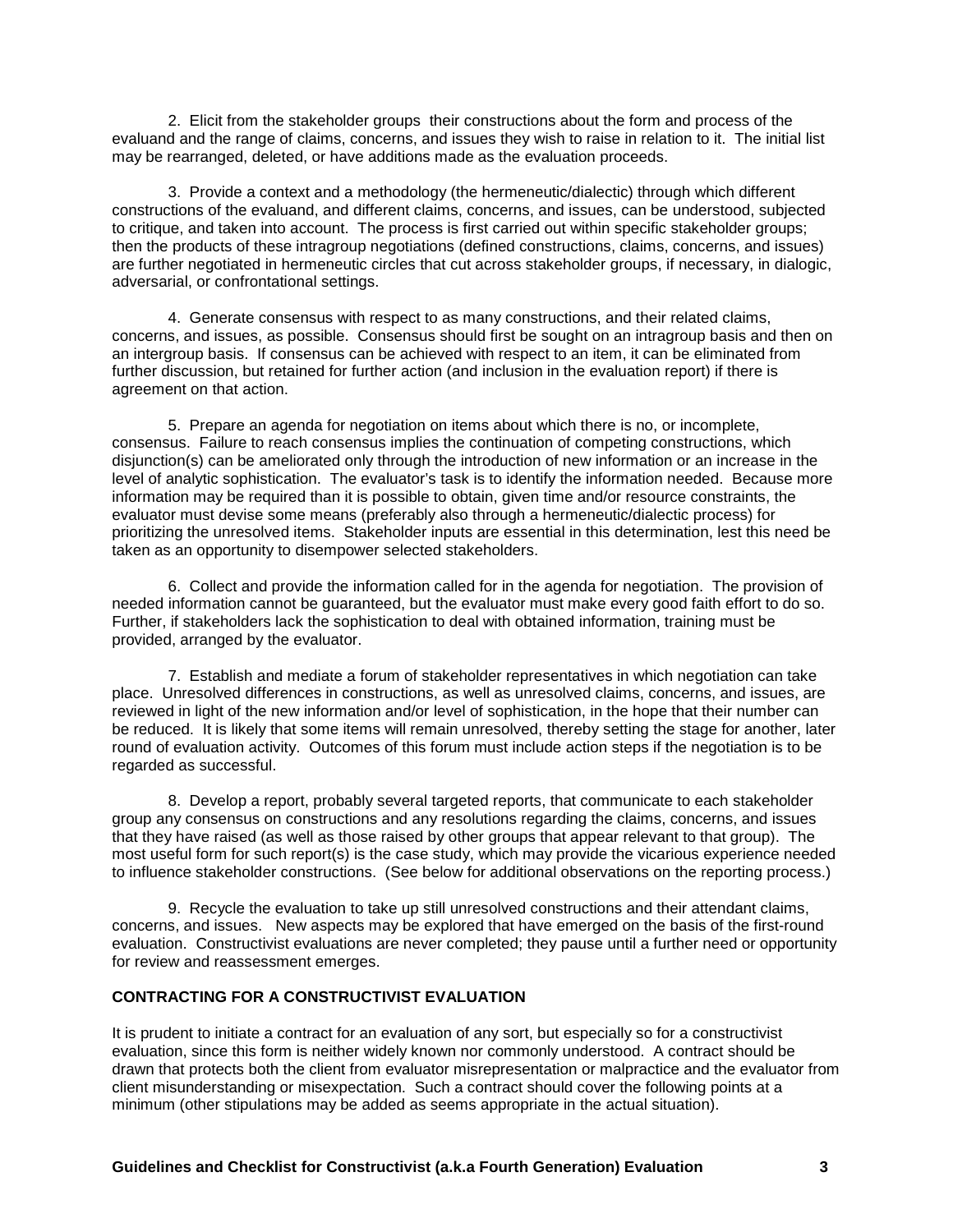2. Elicit from the stakeholder groups their constructions about the form and process of the evaluand and the range of claims, concerns, and issues they wish to raise in relation to it. The initial list may be rearranged, deleted, or have additions made as the evaluation proceeds.

3. Provide a context and a methodology (the hermeneutic/dialectic) through which different constructions of the evaluand, and different claims, concerns, and issues, can be understood, subjected to critique, and taken into account. The process is first carried out within specific stakeholder groups; then the products of these intragroup negotiations (defined constructions, claims, concerns, and issues) are further negotiated in hermeneutic circles that cut across stakeholder groups, if necessary, in dialogic, adversarial, or confrontational settings.

4. Generate consensus with respect to as many constructions, and their related claims, concerns, and issues, as possible. Consensus should first be sought on an intragroup basis and then on an intergroup basis. If consensus can be achieved with respect to an item, it can be eliminated from further discussion, but retained for further action (and inclusion in the evaluation report) if there is agreement on that action.

5. Prepare an agenda for negotiation on items about which there is no, or incomplete, consensus. Failure to reach consensus implies the continuation of competing constructions, which disjunction(s) can be ameliorated only through the introduction of new information or an increase in the level of analytic sophistication. The evaluator's task is to identify the information needed. Because more information may be required than it is possible to obtain, given time and/or resource constraints, the evaluator must devise some means (preferably also through a hermeneutic/dialectic process) for prioritizing the unresolved items. Stakeholder inputs are essential in this determination, lest this need be taken as an opportunity to disempower selected stakeholders.

6. Collect and provide the information called for in the agenda for negotiation. The provision of needed information cannot be guaranteed, but the evaluator must make every good faith effort to do so. Further, if stakeholders lack the sophistication to deal with obtained information, training must be provided, arranged by the evaluator.

7. Establish and mediate a forum of stakeholder representatives in which negotiation can take place. Unresolved differences in constructions, as well as unresolved claims, concerns, and issues, are reviewed in light of the new information and/or level of sophistication, in the hope that their number can be reduced. It is likely that some items will remain unresolved, thereby setting the stage for another, later round of evaluation activity. Outcomes of this forum must include action steps if the negotiation is to be regarded as successful.

8. Develop a report, probably several targeted reports, that communicate to each stakeholder group any consensus on constructions and any resolutions regarding the claims, concerns, and issues that they have raised (as well as those raised by other groups that appear relevant to that group). The most useful form for such report(s) is the case study, which may provide the vicarious experience needed to influence stakeholder constructions. (See below for additional observations on the reporting process.)

9. Recycle the evaluation to take up still unresolved constructions and their attendant claims, concerns, and issues. New aspects may be explored that have emerged on the basis of the first-round evaluation. Constructivist evaluations are never completed; they pause until a further need or opportunity for review and reassessment emerges.

## CONTRACTING FOR A CONSTRUCTIVIST EVALUATION

It is prudent to initiate a contract for an evaluation of any sort, but especially so for a constructivist evaluation, since this form is neither widely known nor commonly understood. A contract should be drawn that protects both the client from evaluator misrepresentation or malpractice and the evaluator from client misunderstanding or misexpectation. Such a contract should cover the following points at a minimum (other stipulations may be added as seems appropriate in the actual situation).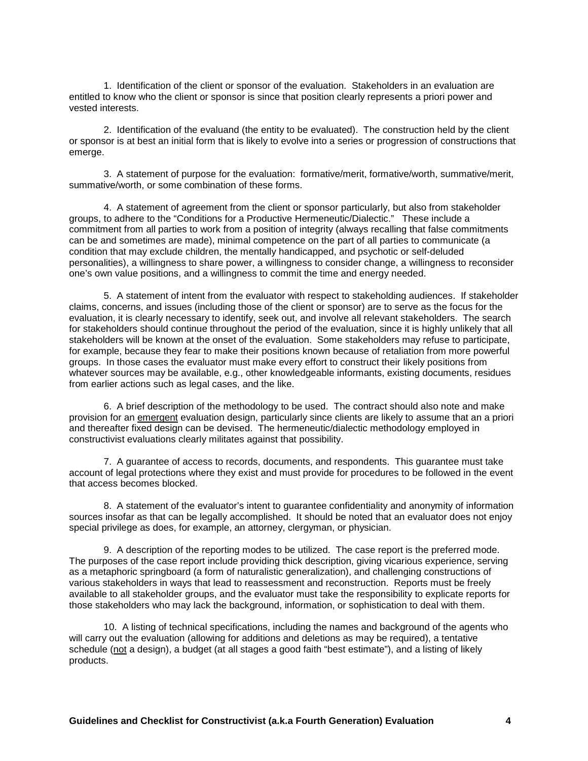1. Identification of the client or sponsor of the evaluation. Stakeholders in an evaluation are entitled to know who the client or sponsor is since that position clearly represents a priori power and vested interests.

2. Identification of the evaluand (the entity to be evaluated). The construction held by the client or sponsor is at best an initial form that is likely to evolve into a series or progression of constructions that emerge.

3. A statement of purpose for the evaluation: formative/merit, formative/worth, summative/merit, summative/worth, or some combination of these forms.

4. A statement of agreement from the client or sponsor particularly, but also from stakeholder groups, to adhere to the "Conditions for a Productive Hermeneutic/Dialectic." These include a commitment from all parties to work from a position of integrity (always recalling that false commitments can be and sometimes are made), minimal competence on the part of all parties to communicate (a condition that may exclude children, the mentally handicapped, and psychotic or self-deluded personalities), a willingness to share power, a willingness to consider change, a willingness to reconsider one's own value positions, and a willingness to commit the time and energy needed.

5. A statement of intent from the evaluator with respect to stakeholding audiences. If stakeholder claims, concerns, and issues (including those of the client or sponsor) are to serve as the focus for the evaluation, it is clearly necessary to identify, seek out, and involve all relevant stakeholders. The search for stakeholders should continue throughout the period of the evaluation, since it is highly unlikely that all stakeholders will be known at the onset of the evaluation. Some stakeholders may refuse to participate, for example, because they fear to make their positions known because of retaliation from more powerful groups. In those cases the evaluator must make every effort to construct their likely positions from whatever sources may be available, e.g., other knowledgeable informants, existing documents, residues from earlier actions such as legal cases, and the like.

6. A brief description of the methodology to be used. The contract should also note and make provision for an <u>emergent</u> evaluation design, particularly since clients are likely to assume that an a priori and thereafter fixed design can be devised. The hermeneutic/dialectic methodology employed in constructivist evaluations clearly militates against that possibility.

7. A guarantee of access to records, documents, and respondents. This guarantee must take account of legal protections where they exist and must provide for procedures to be followed in the event that access becomes blocked.

8. A statement of the evaluator's intent to guarantee confidentiality and anonymity of information sources insofar as that can be legally accomplished. It should be noted that an evaluator does not enjoy special privilege as does, for example, an attorney, clergyman, or physician.

9. A description of the reporting modes to be utilized. The case report is the preferred mode. The purposes of the case report include providing thick description, giving vicarious experience, serving as a metaphoric springboard (a form of naturalistic generalization), and challenging constructions of various stakeholders in ways that lead to reassessment and reconstruction. Reports must be freely available to all stakeholder groups, and the evaluator must take the responsibility to explicate reports for those stakeholders who may lack the background, information, or sophistication to deal with them.

10. A listing of technical specifications, including the names and background of the agents who will carry out the evaluation (allowing for additions and deletions as may be required), a tentative schedule (<u>not</u> a design), a budget (at all stages a good faith "best estimate"), and a listing of likely products.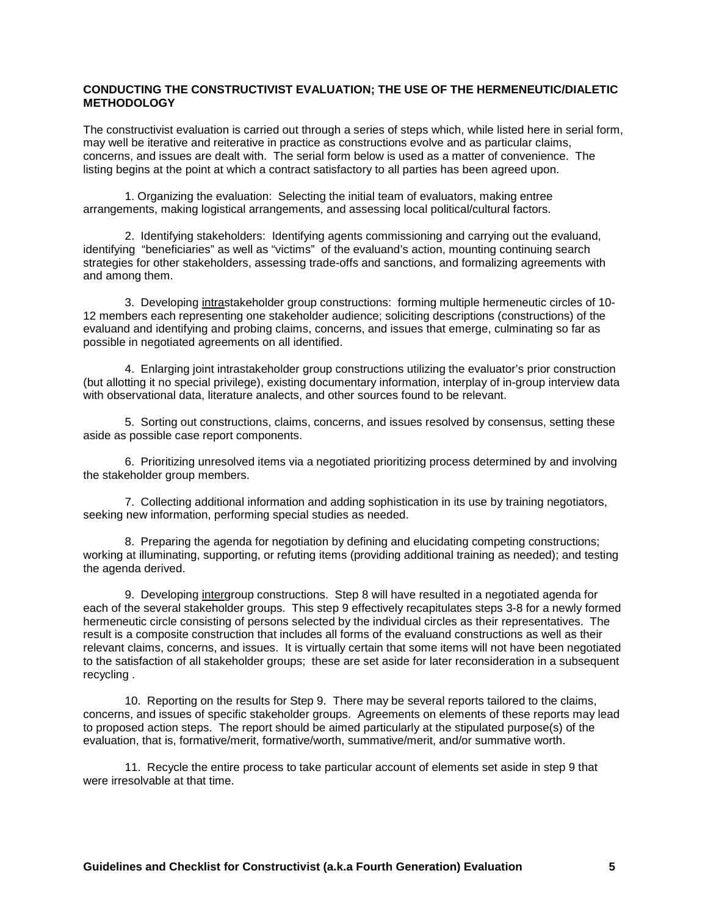**CONDUCTING THE CONSTRUCTIVIST EVALUATION; THE USE OF THE HERMENEUTIC/DIALETIC METHODOLOGY**

The constructivist evaluation is carried out through a series of steps which, while listed here in serial form, may well be iterative and reiterative in practice as constructions evolve and as particular claims, concerns, and issues are dealt with. The serial form below is used as a matter of convenience. The listing begins at the point at which a contract satisfactory to all parties has been agreed upon.

1. Organizing the evaluation: Selecting the initial team of evaluators, making entree arrangements, making logistical arrangements, and assessing local political/cultural factors.

2. Identifying stakeholders: Identifying agents commissioning and carrying out the evaluand, identifying "beneficiaries" as well as "victims" of the evaluand's action, mounting continuing search strategies for other stakeholders, assessing trade-offs and sanctions, and formalizing agreements with and among them.

3. Developing <u>intra</u>stakeholder group constructions: forming multiple hermeneutic circles of 10-12 members each representing one stakeholder audience; soliciting descriptions (constructions) of the evaluand and identifying and probing claims, concerns, and issues that emerge, culminating so far as possible in negotiated agreements on all identified.

4. Enlarging joint intrastakeholder group constructions utilizing the evaluator's prior construction (but allotting it no special privilege), existing documentary information, interplay of in-group interview data with observational data, literature analects, and other sources found to be relevant.

5. Sorting out constructions, claims, concerns, and issues resolved by consensus, setting these aside as possible case report components.

6. Prioritizing unresolved items via a negotiated prioritizing process determined by and involving the stakeholder group members.

7. Collecting additional information and adding sophistication in its use by training negotiators, seeking new information, performing special studies as needed.

8. Preparing the agenda for negotiation by defining and elucidating competing constructions; working at illuminating, supporting, or refuting items (providing additional training as needed); and testing the agenda derived.

9. Developing <u>inter</u>group constructions. Step 8 will have resulted in a negotiated agenda for each of the several stakeholder groups. This step 9 effectively recapitulates steps 3-8 for a newly formed hermeneutic circle consisting of persons selected by the individual circles as their representatives. The result is a composite construction that includes all forms of the evaluand constructions as well as their relevant claims, concerns, and issues. It is virtually certain that some items will not have been negotiated to the satisfaction of all stakeholder groups; these are set aside for later reconsideration in a subsequent recycling .

10. Reporting on the results for Step 9. There may be several reports tailored to the claims, concerns, and issues of specific stakeholder groups. Agreements on elements of these reports may lead to proposed action steps. The report should be aimed particularly at the stipulated purpose(s) of the evaluation, that is, formative/merit, formative/worth, summative/merit, and/or summative worth.

11. Recycle the entire process to take particular account of elements set aside in step 9 that were irresolvable at that time.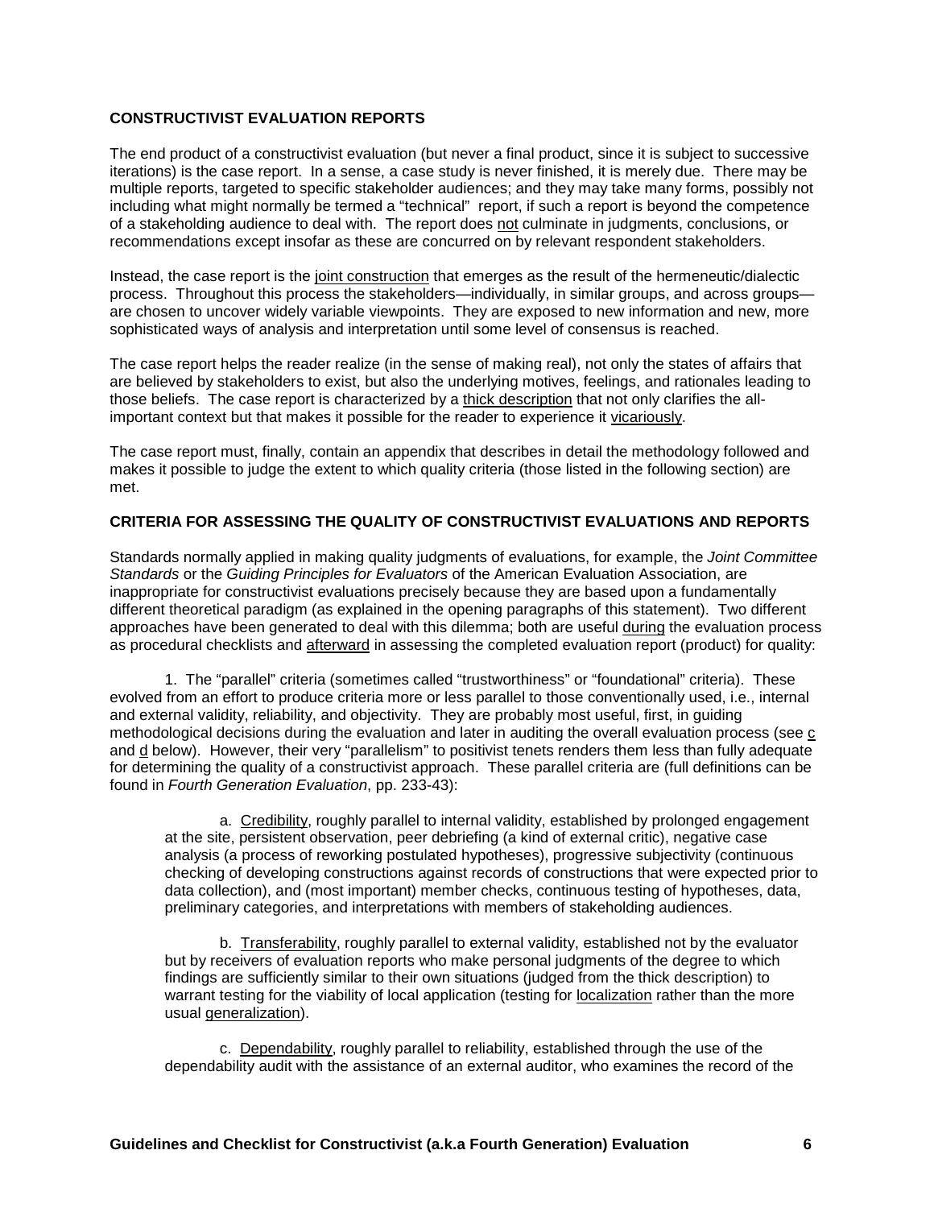## CONSTRUCTIVIST EVALUATION REPORTS

The end product of a constructivist evaluation (but never a final product, since it is subject to successive iterations) is the case report. In a sense, a case study is never finished, it is merely due. There may be multiple reports, targeted to specific stakeholder audiences; and they may take many forms, possibly not including what might normally be termed a "technical" report, if such a report is beyond the competence of a stakeholding audience to deal with. The report does <u>not</u> culminate in judgments, conclusions, or recommendations except insofar as these are concurred on by relevant respondent stakeholders.

Instead, the case report is the <u>joint construction</u> that emerges as the result of the hermeneutic/dialectic process. Throughout this process the stakeholders—individually, in similar groups, and across groups—are chosen to uncover widely variable viewpoints. They are exposed to new information and new, more sophisticated ways of analysis and interpretation until some level of consensus is reached.

The case report helps the reader realize (in the sense of making real), not only the states of affairs that are believed by stakeholders to exist, but also the underlying motives, feelings, and rationales leading to those beliefs. The case report is characterized by a <u>thick description</u> that not only clarifies the all-important context but that makes it possible for the reader to experience it <u>vicariously</u>.

The case report must, finally, contain an appendix that describes in detail the methodology followed and makes it possible to judge the extent to which quality criteria (those listed in the following section) are met.

## CRITERIA FOR ASSESSING THE QUALITY OF CONSTRUCTIVIST EVALUATIONS AND REPORTS

Standards normally applied in making quality judgments of evaluations, for example, the *Joint Committee Standards* or the *Guiding Principles for Evaluators* of the American Evaluation Association, are inappropriate for constructivist evaluations precisely because they are based upon a fundamentally different theoretical paradigm (as explained in the opening paragraphs of this statement). Two different approaches have been generated to deal with this dilemma; both are useful <u>during</u> the evaluation process as procedural checklists and <u>afterward</u> in assessing the completed evaluation report (product) for quality:

1. The "parallel" criteria (sometimes called "trustworthiness" or "foundational" criteria). These evolved from an effort to produce criteria more or less parallel to those conventionally used, i.e., internal and external validity, reliability, and objectivity. They are probably most useful, first, in guiding methodological decisions during the evaluation and later in auditing the overall evaluation process (see <u>c</u> and <u>d</u> below). However, their very "parallelism" to positivist tenets renders them less than fully adequate for determining the quality of a constructivist approach. These parallel criteria are (full definitions can be found in *Fourth Generation Evaluation*, pp. 233-43):

   a. <u>Credibility</u>, roughly parallel to internal validity, established by prolonged engagement at the site, persistent observation, peer debriefing (a kind of external critic), negative case analysis (a process of reworking postulated hypotheses), progressive subjectivity (continuous checking of developing constructions against records of constructions that were expected prior to data collection), and (most important) member checks, continuous testing of hypotheses, data, preliminary categories, and interpretations with members of stakeholding audiences.

   b. <u>Transferability</u>, roughly parallel to external validity, established not by the evaluator but by receivers of evaluation reports who make personal judgments of the degree to which findings are sufficiently similar to their own situations (judged from the thick description) to warrant testing for the viability of local application (testing for <u>localization</u> rather than the more usual <u>generalization</u>).

   c. <u>Dependability</u>, roughly parallel to reliability, established through the use of the dependability audit with the assistance of an external auditor, who examines the record of the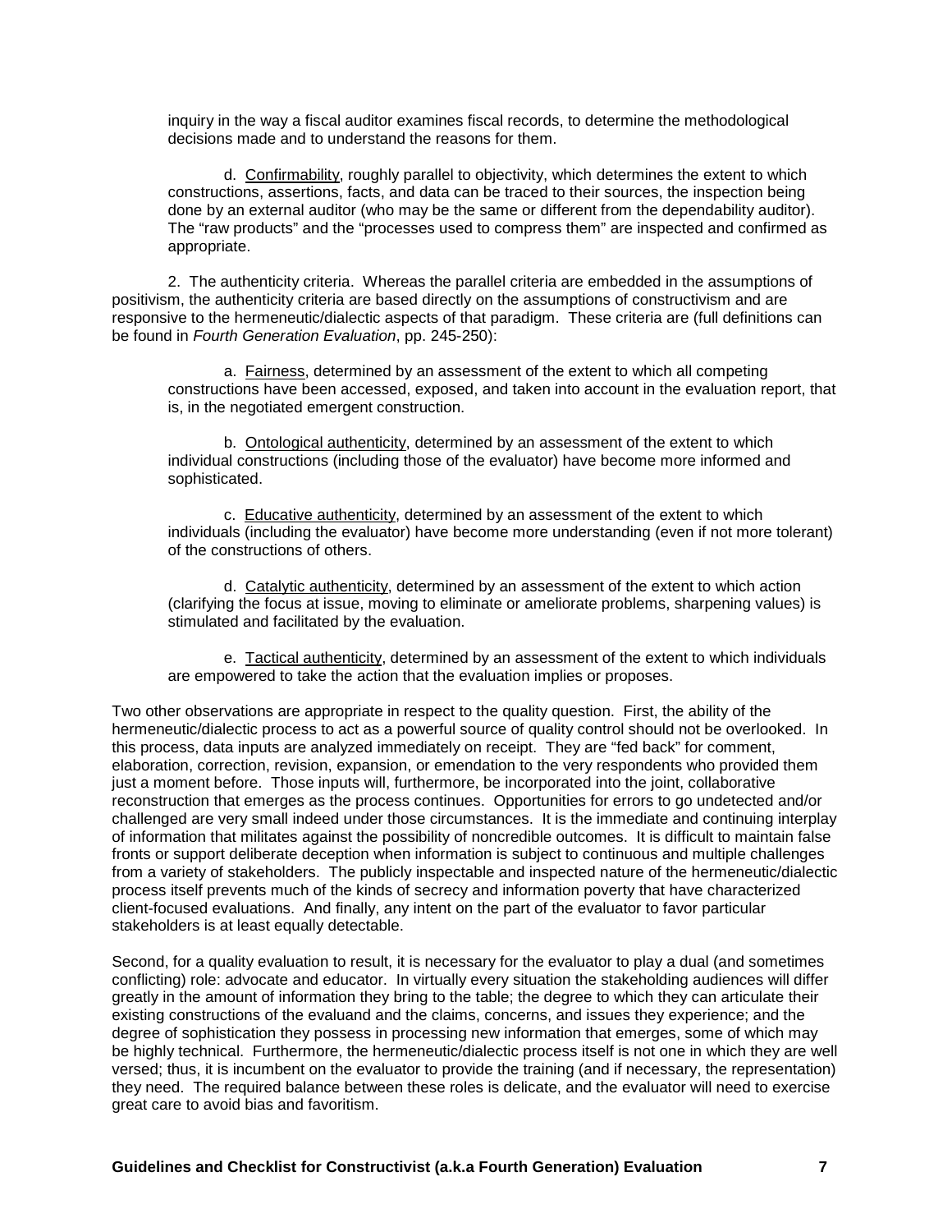inquiry in the way a fiscal auditor examines fiscal records, to determine the methodological decisions made and to understand the reasons for them.

d. Confirmability, roughly parallel to objectivity, which determines the extent to which constructions, assertions, facts, and data can be traced to their sources, the inspection being done by an external auditor (who may be the same or different from the dependability auditor). The "raw products" and the "processes used to compress them" are inspected and confirmed as appropriate.

2. The authenticity criteria. Whereas the parallel criteria are embedded in the assumptions of positivism, the authenticity criteria are based directly on the assumptions of constructivism and are responsive to the hermeneutic/dialectic aspects of that paradigm. These criteria are (full definitions can be found in *Fourth Generation Evaluation*, pp. 245-250):

a. Fairness, determined by an assessment of the extent to which all competing constructions have been accessed, exposed, and taken into account in the evaluation report, that is, in the negotiated emergent construction.

b. Ontological authenticity, determined by an assessment of the extent to which individual constructions (including those of the evaluator) have become more informed and sophisticated.

c. Educative authenticity, determined by an assessment of the extent to which individuals (including the evaluator) have become more understanding (even if not more tolerant) of the constructions of others.

d. Catalytic authenticity, determined by an assessment of the extent to which action (clarifying the focus at issue, moving to eliminate or ameliorate problems, sharpening values) is stimulated and facilitated by the evaluation.

e. Tactical authenticity, determined by an assessment of the extent to which individuals are empowered to take the action that the evaluation implies or proposes.

Two other observations are appropriate in respect to the quality question. First, the ability of the hermeneutic/dialectic process to act as a powerful source of quality control should not be overlooked. In this process, data inputs are analyzed immediately on receipt. They are "fed back" for comment, elaboration, correction, revision, expansion, or emendation to the very respondents who provided them just a moment before. Those inputs will, furthermore, be incorporated into the joint, collaborative reconstruction that emerges as the process continues. Opportunities for errors to go undetected and/or challenged are very small indeed under those circumstances. It is the immediate and continuing interplay of information that militates against the possibility of noncredible outcomes. It is difficult to maintain false fronts or support deliberate deception when information is subject to continuous and multiple challenges from a variety of stakeholders. The publicly inspectable and inspected nature of the hermeneutic/dialectic process itself prevents much of the kinds of secrecy and information poverty that have characterized client-focused evaluations. And finally, any intent on the part of the evaluator to favor particular stakeholders is at least equally detectable.

Second, for a quality evaluation to result, it is necessary for the evaluator to play a dual (and sometimes conflicting) role: advocate and educator. In virtually every situation the stakeholding audiences will differ greatly in the amount of information they bring to the table; the degree to which they can articulate their existing constructions of the evaluand and the claims, concerns, and issues they experience; and the degree of sophistication they possess in processing new information that emerges, some of which may be highly technical. Furthermore, the hermeneutic/dialectic process itself is not one in which they are well versed; thus, it is incumbent on the evaluator to provide the training (and if necessary, the representation) they need. The required balance between these roles is delicate, and the evaluator will need to exercise great care to avoid bias and favoritism.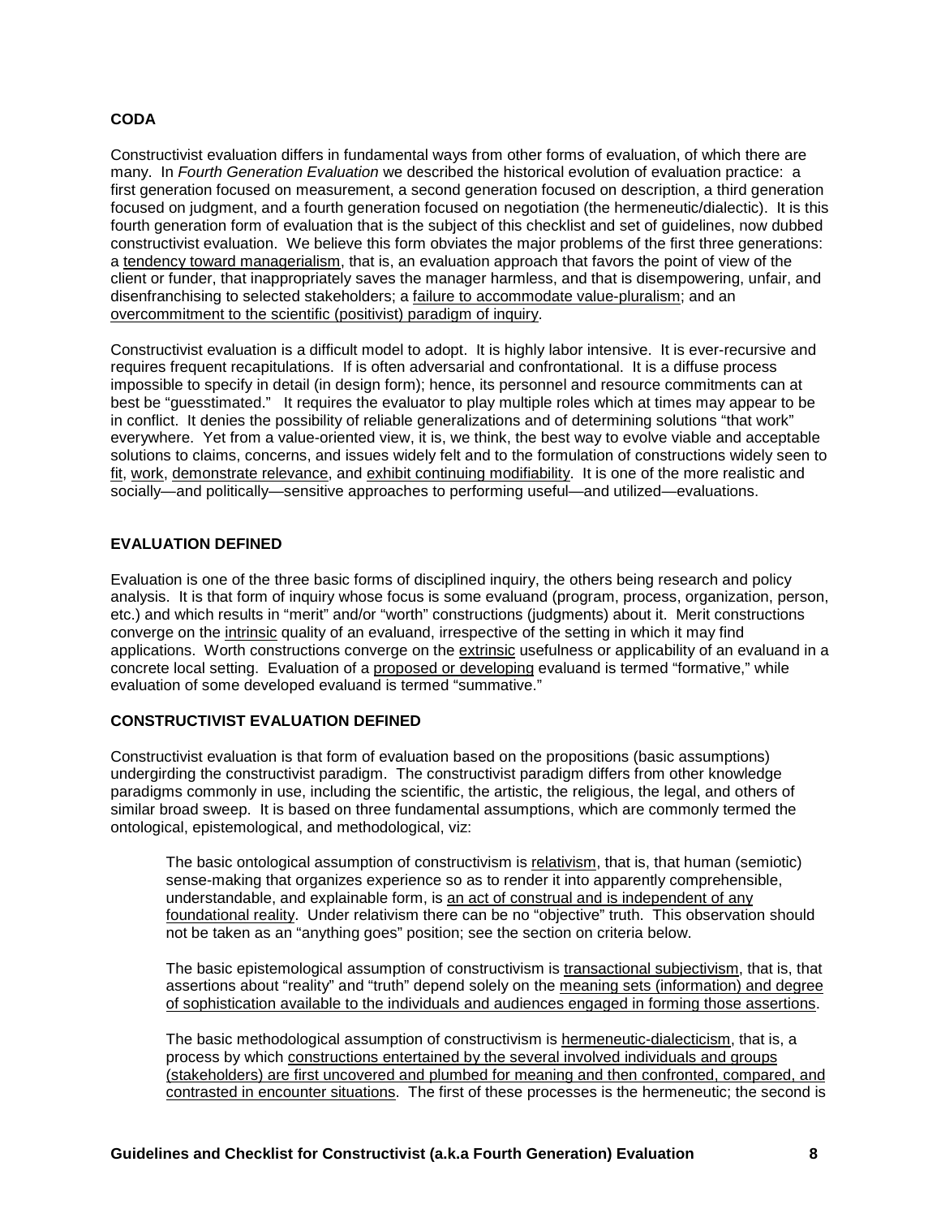## CODA

Constructivist evaluation differs in fundamental ways from other forms of evaluation, of which there are many. In *Fourth Generation Evaluation* we described the historical evolution of evaluation practice: a first generation focused on measurement, a second generation focused on description, a third generation focused on judgment, and a fourth generation focused on negotiation (the hermeneutic/dialectic). It is this fourth generation form of evaluation that is the subject of this checklist and set of guidelines, now dubbed constructivist evaluation. We believe this form obviates the major problems of the first three generations: a tendency toward managerialism, that is, an evaluation approach that favors the point of view of the client or funder, that inappropriately saves the manager harmless, and that is disempowering, unfair, and disenfranchising to selected stakeholders; a failure to accommodate value-pluralism; and an overcommitment to the scientific (positivist) paradigm of inquiry.

Constructivist evaluation is a difficult model to adopt. It is highly labor intensive. It is ever-recursive and requires frequent recapitulations. It is often adversarial and confrontational. It is a diffuse process impossible to specify in detail (in design form); hence, its personnel and resource commitments can at best be "guesstimated." It requires the evaluator to play multiple roles which at times may appear to be in conflict. It denies the possibility of reliable generalizations and of determining solutions "that work" everywhere. Yet from a value-oriented view, it is, we think, the best way to evolve viable and acceptable solutions to claims, concerns, and issues widely felt and to the formulation of constructions widely seen to fit, work, demonstrate relevance, and exhibit continuing modifiability. It is one of the more realistic and socially—and politically—sensitive approaches to performing useful—and utilized—evaluations.

## EVALUATION DEFINED

Evaluation is one of the three basic forms of disciplined inquiry, the others being research and policy analysis. It is that form of inquiry whose focus is some evaluand (program, process, organization, person, etc.) and which results in "merit" and/or "worth" constructions (judgments) about it. Merit constructions converge on the intrinsic quality of an evaluand, irrespective of the setting in which it may find applications. Worth constructions converge on the extrinsic usefulness or applicability of an evaluand in a concrete local setting. Evaluation of a proposed or developing evaluand is termed "formative," while evaluation of some developed evaluand is termed "summative."

## CONSTRUCTIVIST EVALUATION DEFINED

Constructivist evaluation is that form of evaluation based on the propositions (basic assumptions) undergirding the constructivist paradigm. The constructivist paradigm differs from other knowledge paradigms commonly in use, including the scientific, the artistic, the religious, the legal, and others of similar broad sweep. It is based on three fundamental assumptions, which are commonly termed the ontological, epistemological, and methodological, viz:

> The basic ontological assumption of constructivism is relativism, that is, that human (semiotic) sense-making that organizes experience so as to render it into apparently comprehensible, understandable, and explainable form, is an act of construal and is independent of any foundational reality. Under relativism there can be no "objective" truth. This observation should not be taken as an "anything goes" position; see the section on criteria below.
>
> The basic epistemological assumption of constructivism is transactional subjectivism, that is, that assertions about "reality" and "truth" depend solely on the meaning sets (information) and degree of sophistication available to the individuals and audiences engaged in forming those assertions.
>
> The basic methodological assumption of constructivism is hermeneutic-dialecticism, that is, a process by which constructions entertained by the several involved individuals and groups (stakeholders) are first uncovered and plumbed for meaning and then confronted, compared, and contrasted in encounter situations. The first of these processes is the hermeneutic; the second is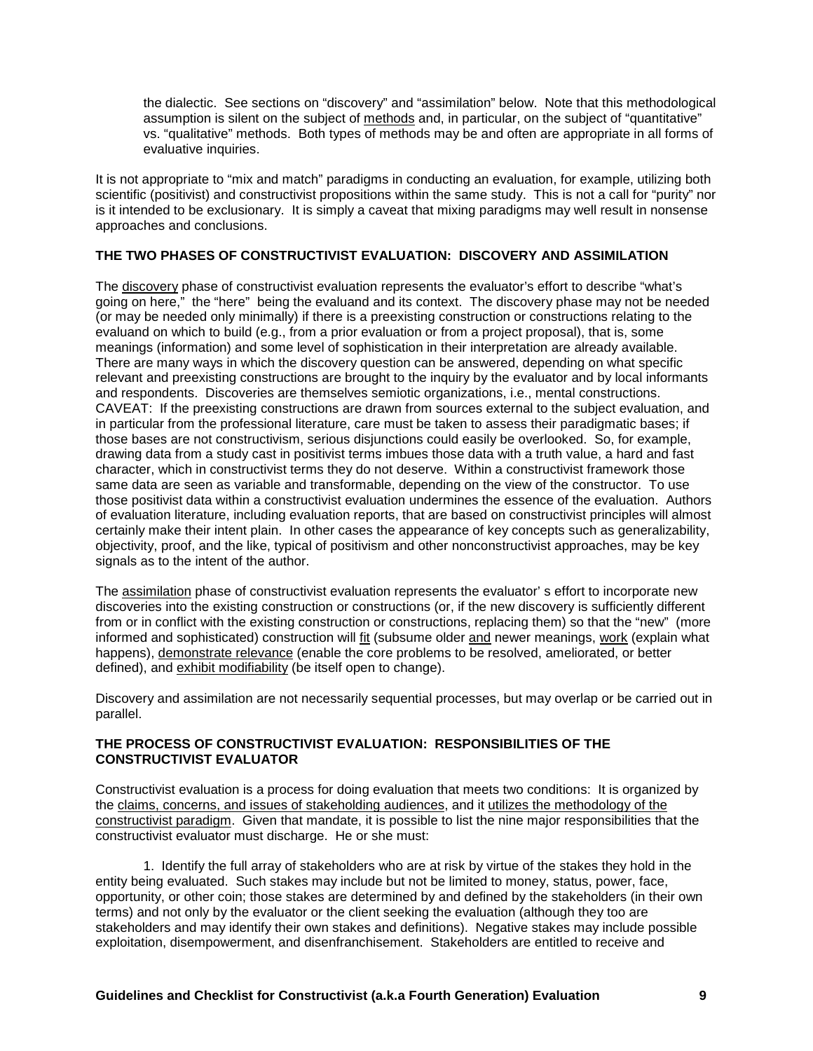the dialectic. See sections on “discovery” and “assimilation” below. Note that this methodological assumption is silent on the subject of <u>methods</u> and, in particular, on the subject of “quantitative” vs. “qualitative” methods. Both types of methods may be and often are appropriate in all forms of evaluative inquiries.

It is not appropriate to “mix and match” paradigms in conducting an evaluation, for example, utilizing both scientific (positivist) and constructivist propositions within the same study. This is not a call for “purity” nor is it intended to be exclusionary. It is simply a caveat that mixing paradigms may well result in nonsense approaches and conclusions.

**THE TWO PHASES OF CONSTRUCTIVIST EVALUATION: DISCOVERY AND ASSIMILATION**

The <u>discovery</u> phase of constructivist evaluation represents the evaluator’s effort to describe “what’s going on here,” the “here” being the evaluand and its context. The discovery phase may not be needed (or may be needed only minimally) if there is a preexisting construction or constructions relating to the evaluand on which to build (e.g., from a prior evaluation or from a project proposal), that is, some meanings (information) and some level of sophistication in their interpretation are already available. There are many ways in which the discovery question can be answered, depending on what specific relevant and preexisting constructions are brought to the inquiry by the evaluator and by local informants and respondents. Discoveries are themselves semiotic organizations, i.e., mental constructions. CAVEAT: If the preexisting constructions are drawn from sources external to the subject evaluation, and in particular from the professional literature, care must be taken to assess their paradigmatic bases; if those bases are not constructivism, serious disjunctions could easily be overlooked. So, for example, drawing data from a study cast in positivist terms imbues those data with a truth value, a hard and fast character, which in constructivist terms they do not deserve. Within a constructivist framework those same data are seen as variable and transformable, depending on the view of the constructor. To use those positivist data within a constructivist evaluation undermines the essence of the evaluation. Authors of evaluation literature, including evaluation reports, that are based on constructivist principles will almost certainly make their intent plain. In other cases the appearance of key concepts such as generalizability, objectivity, proof, and the like, typical of positivism and other nonconstructivist approaches, may be key signals as to the intent of the author.

The <u>assimilation</u> phase of constructivist evaluation represents the evaluator’ s effort to incorporate new discoveries into the existing construction or constructions (or, if the new discovery is sufficiently different from or in conflict with the existing construction or constructions, replacing them) so that the “new” (more informed and sophisticated) construction will <u>fit</u> (subsume older <u>and</u> newer meanings, <u>work</u> (explain what happens), <u>demonstrate relevance</u> (enable the core problems to be resolved, ameliorated, or better defined), and <u>exhibit modifiability</u> (be itself open to change).

Discovery and assimilation are not necessarily sequential processes, but may overlap or be carried out in parallel.

**THE PROCESS OF CONSTRUCTIVIST EVALUATION: RESPONSIBILITIES OF THE CONSTRUCTIVIST EVALUATOR**

Constructivist evaluation is a process for doing evaluation that meets two conditions: It is organized by the <u>claims, concerns, and issues of stakeholding audiences</u>, and it <u>utilizes the methodology of the constructivist paradigm</u>. Given that mandate, it is possible to list the nine major responsibilities that the constructivist evaluator must discharge. He or she must:

1. Identify the full array of stakeholders who are at risk by virtue of the stakes they hold in the entity being evaluated. Such stakes may include but not be limited to money, status, power, face, opportunity, or other coin; those stakes are determined by and defined by the stakeholders (in their own terms) and not only by the evaluator or the client seeking the evaluation (although they too are stakeholders and may identify their own stakes and definitions). Negative stakes may include possible exploitation, disempowerment, and disenfranchisement. Stakeholders are entitled to receive and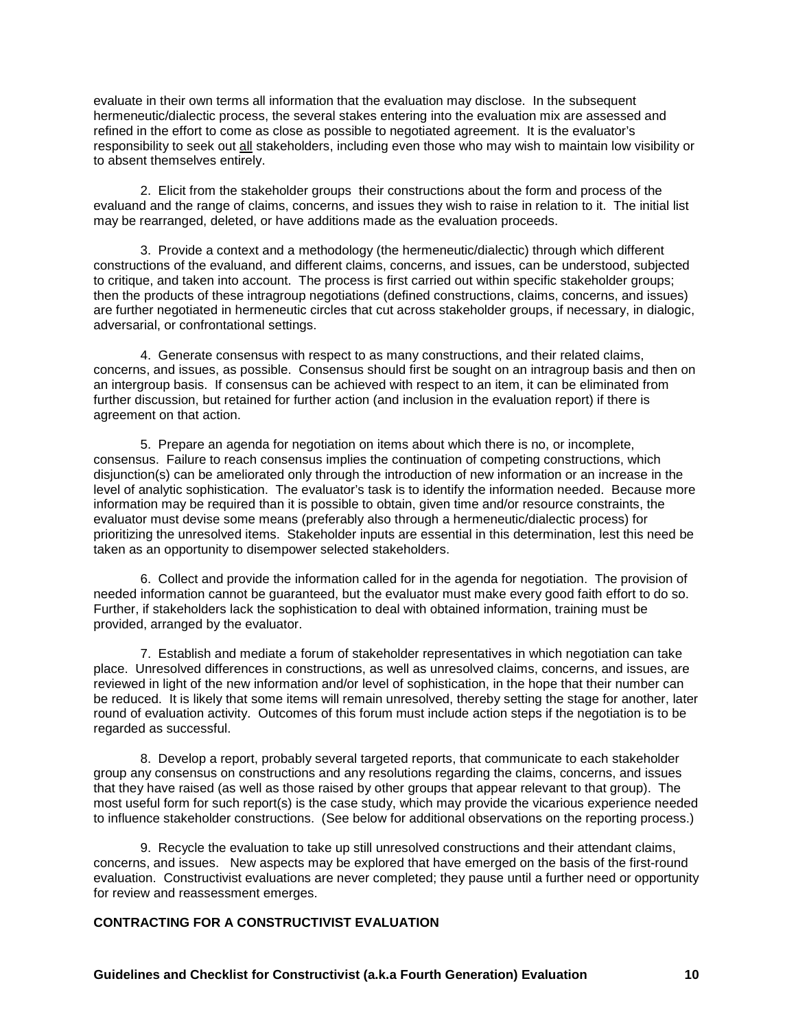evaluate in their own terms all information that the evaluation may disclose. In the subsequent hermeneutic/dialectic process, the several stakes entering into the evaluation mix are assessed and refined in the effort to come as close as possible to negotiated agreement. It is the evaluator's responsibility to seek out <u>all</u> stakeholders, including even those who may wish to maintain low visibility or to absent themselves entirely.

2. Elicit from the stakeholder groups their constructions about the form and process of the evaluand and the range of claims, concerns, and issues they wish to raise in relation to it. The initial list may be rearranged, deleted, or have additions made as the evaluation proceeds.

3. Provide a context and a methodology (the hermeneutic/dialectic) through which different constructions of the evaluand, and different claims, concerns, and issues, can be understood, subjected to critique, and taken into account. The process is first carried out within specific stakeholder groups; then the products of these intragroup negotiations (defined constructions, claims, concerns, and issues) are further negotiated in hermeneutic circles that cut across stakeholder groups, if necessary, in dialogic, adversarial, or confrontational settings.

4. Generate consensus with respect to as many constructions, and their related claims, concerns, and issues, as possible. Consensus should first be sought on an intragroup basis and then on an intergroup basis. If consensus can be achieved with respect to an item, it can be eliminated from further discussion, but retained for further action (and inclusion in the evaluation report) if there is agreement on that action.

5. Prepare an agenda for negotiation on items about which there is no, or incomplete, consensus. Failure to reach consensus implies the continuation of competing constructions, which disjunction(s) can be ameliorated only through the introduction of new information or an increase in the level of analytic sophistication. The evaluator's task is to identify the information needed. Because more information may be required than it is possible to obtain, given time and/or resource constraints, the evaluator must devise some means (preferably also through a hermeneutic/dialectic process) for prioritizing the unresolved items. Stakeholder inputs are essential in this determination, lest this need be taken as an opportunity to disempower selected stakeholders.

6. Collect and provide the information called for in the agenda for negotiation. The provision of needed information cannot be guaranteed, but the evaluator must make every good faith effort to do so. Further, if stakeholders lack the sophistication to deal with obtained information, training must be provided, arranged by the evaluator.

7. Establish and mediate a forum of stakeholder representatives in which negotiation can take place. Unresolved differences in constructions, as well as unresolved claims, concerns, and issues, are reviewed in light of the new information and/or level of sophistication, in the hope that their number can be reduced. It is likely that some items will remain unresolved, thereby setting the stage for another, later round of evaluation activity. Outcomes of this forum must include action steps if the negotiation is to be regarded as successful.

8. Develop a report, probably several targeted reports, that communicate to each stakeholder group any consensus on constructions and any resolutions regarding the claims, concerns, and issues that they have raised (as well as those raised by other groups that appear relevant to that group). The most useful form for such report(s) is the case study, which may provide the vicarious experience needed to influence stakeholder constructions. (See below for additional observations on the reporting process.)

9. Recycle the evaluation to take up still unresolved constructions and their attendant claims, concerns, and issues. New aspects may be explored that have emerged on the basis of the first-round evaluation. Constructivist evaluations are never completed; they pause until a further need or opportunity for review and reassessment emerges.

## CONTRACTING FOR A CONSTRUCTIVIST EVALUATION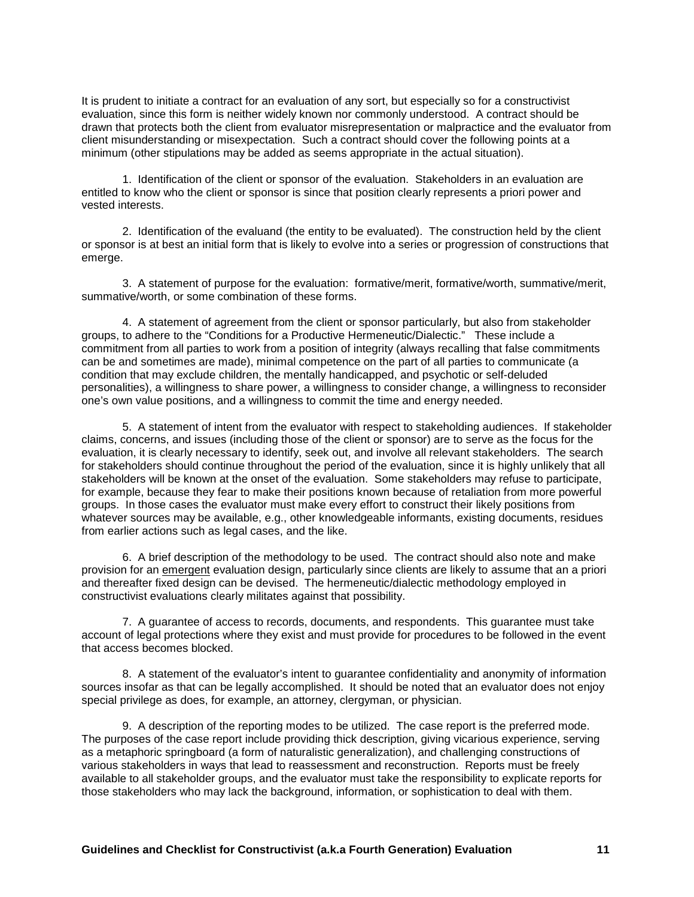It is prudent to initiate a contract for an evaluation of any sort, but especially so for a constructivist evaluation, since this form is neither widely known nor commonly understood. A contract should be drawn that protects both the client from evaluator misrepresentation or malpractice and the evaluator from client misunderstanding or misexpectation. Such a contract should cover the following points at a minimum (other stipulations may be added as seems appropriate in the actual situation).

1. Identification of the client or sponsor of the evaluation. Stakeholders in an evaluation are entitled to know who the client or sponsor is since that position clearly represents a priori power and vested interests.

2. Identification of the evaluand (the entity to be evaluated). The construction held by the client or sponsor is at best an initial form that is likely to evolve into a series or progression of constructions that emerge.

3. A statement of purpose for the evaluation: formative/merit, formative/worth, summative/merit, summative/worth, or some combination of these forms.

4. A statement of agreement from the client or sponsor particularly, but also from stakeholder groups, to adhere to the "Conditions for a Productive Hermeneutic/Dialectic." These include a commitment from all parties to work from a position of integrity (always recalling that false commitments can be and sometimes are made), minimal competence on the part of all parties to communicate (a condition that may exclude children, the mentally handicapped, and psychotic or self-deluded personalities), a willingness to share power, a willingness to consider change, a willingness to reconsider one's own value positions, and a willingness to commit the time and energy needed.

5. A statement of intent from the evaluator with respect to stakeholding audiences. If stakeholder claims, concerns, and issues (including those of the client or sponsor) are to serve as the focus for the evaluation, it is clearly necessary to identify, seek out, and involve all relevant stakeholders. The search for stakeholders should continue throughout the period of the evaluation, since it is highly unlikely that all stakeholders will be known at the onset of the evaluation. Some stakeholders may refuse to participate, for example, because they fear to make their positions known because of retaliation from more powerful groups. In those cases the evaluator must make every effort to construct their likely positions from whatever sources may be available, e.g., other knowledgeable informants, existing documents, residues from earlier actions such as legal cases, and the like.

6. A brief description of the methodology to be used. The contract should also note and make provision for an <u>emergent</u> evaluation design, particularly since clients are likely to assume that an a priori and thereafter fixed design can be devised. The hermeneutic/dialectic methodology employed in constructivist evaluations clearly militates against that possibility.

7. A guarantee of access to records, documents, and respondents. This guarantee must take account of legal protections where they exist and must provide for procedures to be followed in the event that access becomes blocked.

8. A statement of the evaluator's intent to guarantee confidentiality and anonymity of information sources insofar as that can be legally accomplished. It should be noted that an evaluator does not enjoy special privilege as does, for example, an attorney, clergyman, or physician.

9. A description of the reporting modes to be utilized. The case report is the preferred mode. The purposes of the case report include providing thick description, giving vicarious experience, serving as a metaphoric springboard (a form of naturalistic generalization), and challenging constructions of various stakeholders in ways that lead to reassessment and reconstruction. Reports must be freely available to all stakeholder groups, and the evaluator must take the responsibility to explicate reports for those stakeholders who may lack the background, information, or sophistication to deal with them.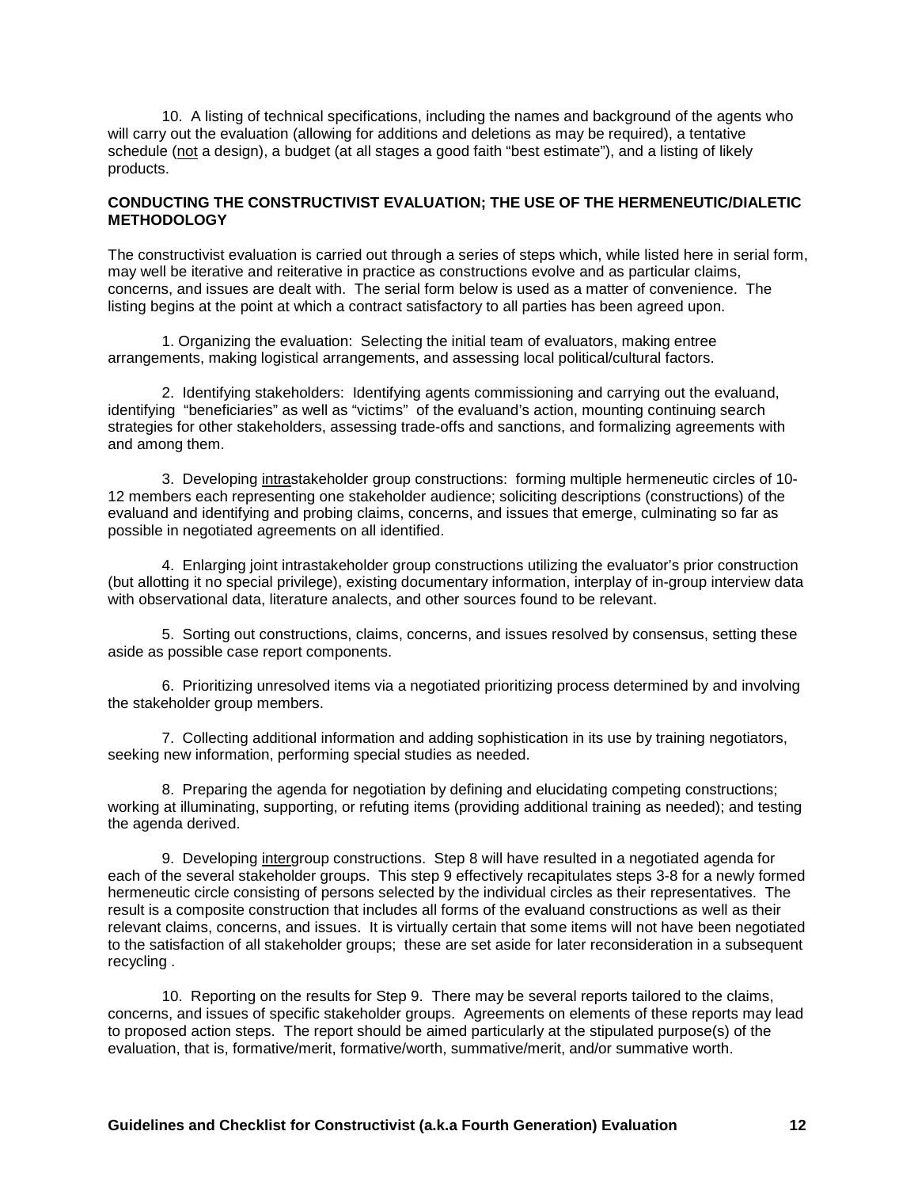10. A listing of technical specifications, including the names and background of the agents who will carry out the evaluation (allowing for additions and deletions as may be required), a tentative schedule (<u>not</u> a design), a budget (at all stages a good faith "best estimate"), and a listing of likely products.

**CONDUCTING THE CONSTRUCTIVIST EVALUATION; THE USE OF THE HERMENEUTIC/DIALETIC METHODOLOGY**

The constructivist evaluation is carried out through a series of steps which, while listed here in serial form, may well be iterative and reiterative in practice as constructions evolve and as particular claims, concerns, and issues are dealt with. The serial form below is used as a matter of convenience. The listing begins at the point at which a contract satisfactory to all parties has been agreed upon.

1. Organizing the evaluation: Selecting the initial team of evaluators, making entree arrangements, making logistical arrangements, and assessing local political/cultural factors.

2. Identifying stakeholders: Identifying agents commissioning and carrying out the evaluand, identifying "beneficiaries" as well as "victims" of the evaluand's action, mounting continuing search strategies for other stakeholders, assessing trade-offs and sanctions, and formalizing agreements with and among them.

3. Developing <u>intra</u>stakeholder group constructions: forming multiple hermeneutic circles of 10-12 members each representing one stakeholder audience; soliciting descriptions (constructions) of the evaluand and identifying and probing claims, concerns, and issues that emerge, culminating so far as possible in negotiated agreements on all identified.

4. Enlarging joint intrastakeholder group constructions utilizing the evaluator's prior construction (but allotting it no special privilege), existing documentary information, interplay of in-group interview data with observational data, literature analects, and other sources found to be relevant.

5. Sorting out constructions, claims, concerns, and issues resolved by consensus, setting these aside as possible case report components.

6. Prioritizing unresolved items via a negotiated prioritizing process determined by and involving the stakeholder group members.

7. Collecting additional information and adding sophistication in its use by training negotiators, seeking new information, performing special studies as needed.

8. Preparing the agenda for negotiation by defining and elucidating competing constructions; working at illuminating, supporting, or refuting items (providing additional training as needed); and testing the agenda derived.

9. Developing <u>inter</u>group constructions. Step 8 will have resulted in a negotiated agenda for each of the several stakeholder groups. This step 9 effectively recapitulates steps 3-8 for a newly formed hermeneutic circle consisting of persons selected by the individual circles as their representatives. The result is a composite construction that includes all forms of the evaluand constructions as well as their relevant claims, concerns, and issues. It is virtually certain that some items will not have been negotiated to the satisfaction of all stakeholder groups; these are set aside for later reconsideration in a subsequent recycling .

10. Reporting on the results for Step 9. There may be several reports tailored to the claims, concerns, and issues of specific stakeholder groups. Agreements on elements of these reports may lead to proposed action steps. The report should be aimed particularly at the stipulated purpose(s) of the evaluation, that is, formative/merit, formative/worth, summative/merit, and/or summative worth.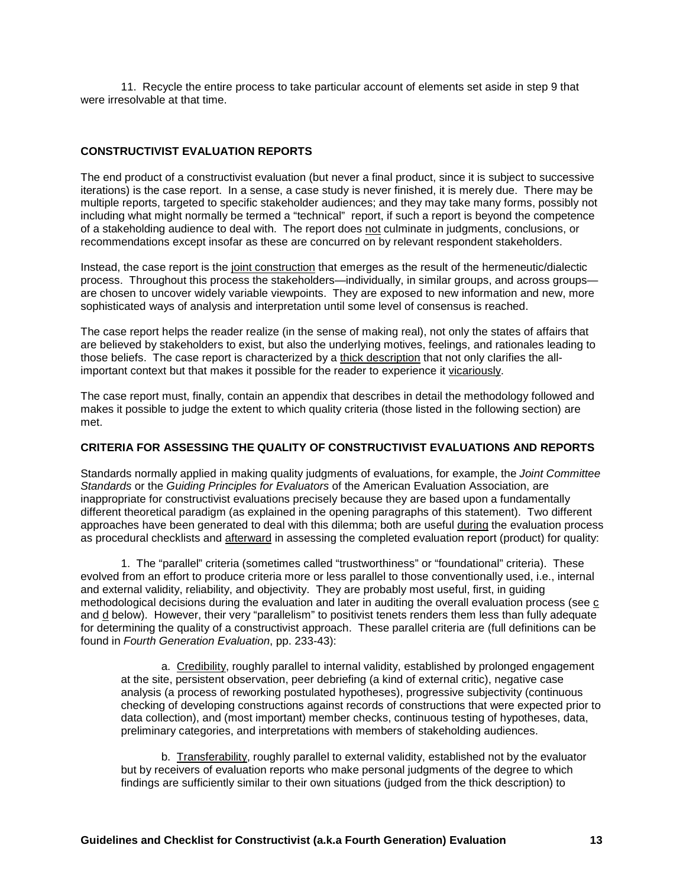11. Recycle the entire process to take particular account of elements set aside in step 9 that were irresolvable at that time.

## CONSTRUCTIVIST EVALUATION REPORTS

The end product of a constructivist evaluation (but never a final product, since it is subject to successive iterations) is the case report. In a sense, a case study is never finished, it is merely due. There may be multiple reports, targeted to specific stakeholder audiences; and they may take many forms, possibly not including what might normally be termed a "technical" report, if such a report is beyond the competence of a stakeholding audience to deal with. The report does <u>not</u> culminate in judgments, conclusions, or recommendations except insofar as these are concurred on by relevant respondent stakeholders.

Instead, the case report is the <u>joint construction</u> that emerges as the result of the hermeneutic/dialectic process. Throughout this process the stakeholders—individually, in similar groups, and across groups—are chosen to uncover widely variable viewpoints. They are exposed to new information and new, more sophisticated ways of analysis and interpretation until some level of consensus is reached.

The case report helps the reader realize (in the sense of making real), not only the states of affairs that are believed by stakeholders to exist, but also the underlying motives, feelings, and rationales leading to those beliefs. The case report is characterized by a <u>thick description</u> that not only clarifies the all-important context but that makes it possible for the reader to experience it <u>vicariously</u>.

The case report must, finally, contain an appendix that describes in detail the methodology followed and makes it possible to judge the extent to which quality criteria (those listed in the following section) are met.

## CRITERIA FOR ASSESSING THE QUALITY OF CONSTRUCTIVIST EVALUATIONS AND REPORTS

Standards normally applied in making quality judgments of evaluations, for example, the *Joint Committee Standards* or the *Guiding Principles for Evaluators* of the American Evaluation Association, are inappropriate for constructivist evaluations precisely because they are based upon a fundamentally different theoretical paradigm (as explained in the opening paragraphs of this statement). Two different approaches have been generated to deal with this dilemma; both are useful <u>during</u> the evaluation process as procedural checklists and <u>afterward</u> in assessing the completed evaluation report (product) for quality:

1. The "parallel" criteria (sometimes called "trustworthiness" or "foundational" criteria). These evolved from an effort to produce criteria more or less parallel to those conventionally used, i.e., internal and external validity, reliability, and objectivity. They are probably most useful, first, in guiding methodological decisions during the evaluation and later in auditing the overall evaluation process (see <u>c</u> and <u>d</u> below). However, their very "parallelism" to positivist tenets renders them less than fully adequate for determining the quality of a constructivist approach. These parallel criteria are (full definitions can be found in *Fourth Generation Evaluation*, pp. 233-43):

   a. <u>Credibility</u>, roughly parallel to internal validity, established by prolonged engagement at the site, persistent observation, peer debriefing (a kind of external critic), negative case analysis (a process of reworking postulated hypotheses), progressive subjectivity (continuous checking of developing constructions against records of constructions that were expected prior to data collection), and (most important) member checks, continuous testing of hypotheses, data, preliminary categories, and interpretations with members of stakeholding audiences.

   b. <u>Transferability</u>, roughly parallel to external validity, established not by the evaluator but by receivers of evaluation reports who make personal judgments of the degree to which findings are sufficiently similar to their own situations (judged from the thick description) to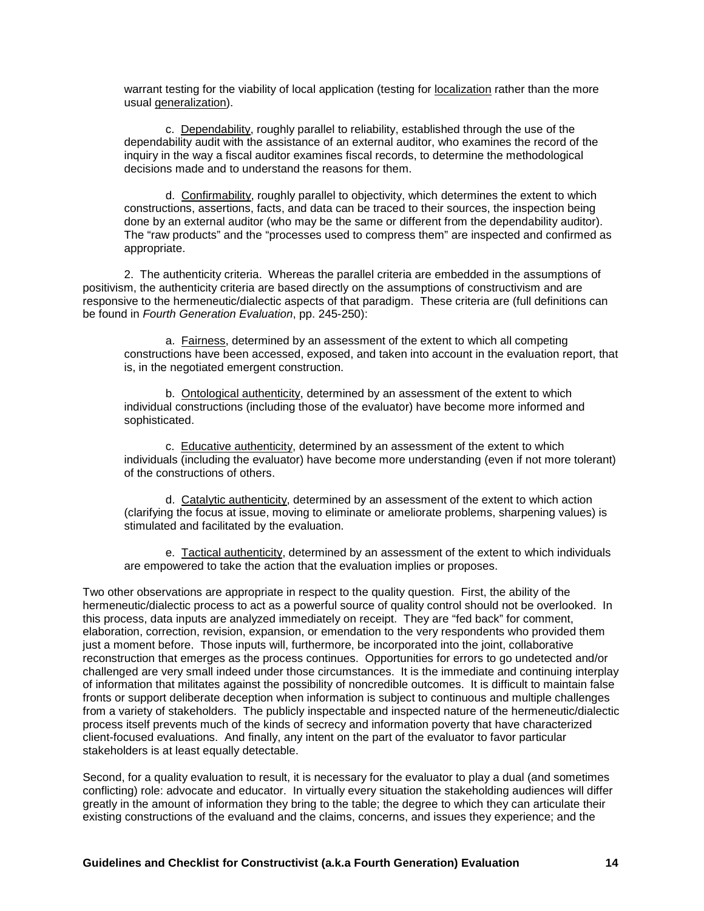warrant testing for the viability of local application (testing for <u>localization</u> rather than the more usual <u>generalization</u>).

c. <u>Dependability</u>, roughly parallel to reliability, established through the use of the dependability audit with the assistance of an external auditor, who examines the record of the inquiry in the way a fiscal auditor examines fiscal records, to determine the methodological decisions made and to understand the reasons for them.

d. <u>Confirmability</u>, roughly parallel to objectivity, which determines the extent to which constructions, assertions, facts, and data can be traced to their sources, the inspection being done by an external auditor (who may be the same or different from the dependability auditor). The "raw products" and the "processes used to compress them" are inspected and confirmed as appropriate.

2. The authenticity criteria. Whereas the parallel criteria are embedded in the assumptions of positivism, the authenticity criteria are based directly on the assumptions of constructivism and are responsive to the hermeneutic/dialectic aspects of that paradigm. These criteria are (full definitions can be found in *Fourth Generation Evaluation*, pp. 245-250):

a. <u>Fairness</u>, determined by an assessment of the extent to which all competing constructions have been accessed, exposed, and taken into account in the evaluation report, that is, in the negotiated emergent construction.

b. <u>Ontological authenticity</u>, determined by an assessment of the extent to which individual constructions (including those of the evaluator) have become more informed and sophisticated.

c. <u>Educative authenticity</u>, determined by an assessment of the extent to which individuals (including the evaluator) have become more understanding (even if not more tolerant) of the constructions of others.

d. <u>Catalytic authenticity</u>, determined by an assessment of the extent to which action (clarifying the focus at issue, moving to eliminate or ameliorate problems, sharpening values) is stimulated and facilitated by the evaluation.

e. <u>Tactical authenticity</u>, determined by an assessment of the extent to which individuals are empowered to take the action that the evaluation implies or proposes.

Two other observations are appropriate in respect to the quality question. First, the ability of the hermeneutic/dialectic process to act as a powerful source of quality control should not be overlooked. In this process, data inputs are analyzed immediately on receipt. They are "fed back" for comment, elaboration, correction, revision, expansion, or emendation to the very respondents who provided them just a moment before. Those inputs will, furthermore, be incorporated into the joint, collaborative reconstruction that emerges as the process continues. Opportunities for errors to go undetected and/or challenged are very small indeed under those circumstances. It is the immediate and continuing interplay of information that militates against the possibility of noncredible outcomes. It is difficult to maintain false fronts or support deliberate deception when information is subject to continuous and multiple challenges from a variety of stakeholders. The publicly inspectable and inspected nature of the hermeneutic/dialectic process itself prevents much of the kinds of secrecy and information poverty that have characterized client-focused evaluations. And finally, any intent on the part of the evaluator to favor particular stakeholders is at least equally detectable.

Second, for a quality evaluation to result, it is necessary for the evaluator to play a dual (and sometimes conflicting) role: advocate and educator. In virtually every situation the stakeholding audiences will differ greatly in the amount of information they bring to the table; the degree to which they can articulate their existing constructions of the evaluand and the claims, concerns, and issues they experience; and the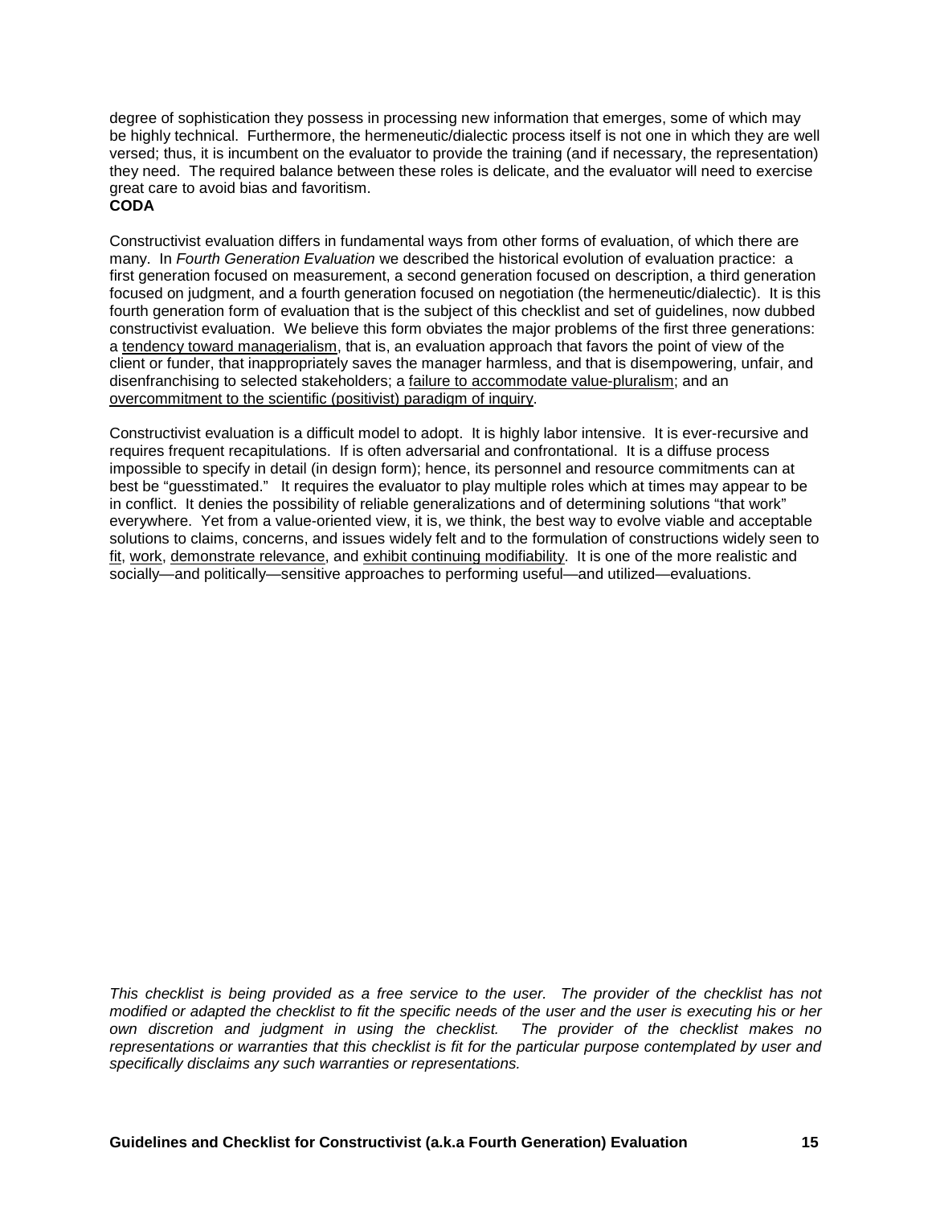degree of sophistication they possess in processing new information that emerges, some of which may be highly technical. Furthermore, the hermeneutic/dialectic process itself is not one in which they are well versed; thus, it is incumbent on the evaluator to provide the training (and if necessary, the representation) they need. The required balance between these roles is delicate, and the evaluator will need to exercise great care to avoid bias and favoritism.

## CODA

Constructivist evaluation differs in fundamental ways from other forms of evaluation, of which there are many. In *Fourth Generation Evaluation* we described the historical evolution of evaluation practice: a first generation focused on measurement, a second generation focused on description, a third generation focused on judgment, and a fourth generation focused on negotiation (the hermeneutic/dialectic). It is this fourth generation form of evaluation that is the subject of this checklist and set of guidelines, now dubbed constructivist evaluation. We believe this form obviates the major problems of the first three generations: a tendency toward managerialism, that is, an evaluation approach that favors the point of view of the client or funder, that inappropriately saves the manager harmless, and that is disempowering, unfair, and disenfranchising to selected stakeholders; a failure to accommodate value-pluralism; and an overcommitment to the scientific (positivist) paradigm of inquiry.

Constructivist evaluation is a difficult model to adopt. It is highly labor intensive. It is ever-recursive and requires frequent recapitulations. If is often adversarial and confrontational. It is a diffuse process impossible to specify in detail (in design form); hence, its personnel and resource commitments can at best be "guesstimated." It requires the evaluator to play multiple roles which at times may appear to be in conflict. It denies the possibility of reliable generalizations and of determining solutions "that work" everywhere. Yet from a value-oriented view, it is, we think, the best way to evolve viable and acceptable solutions to claims, concerns, and issues widely felt and to the formulation of constructions widely seen to fit, work, demonstrate relevance, and exhibit continuing modifiability. It is one of the more realistic and socially—and politically—sensitive approaches to performing useful—and utilized—evaluations.

*This checklist is being provided as a free service to the user. The provider of the checklist has not modified or adapted the checklist to fit the specific needs of the user and the user is executing his or her own discretion and judgment in using the checklist. The provider of the checklist makes no representations or warranties that this checklist is fit for the particular purpose contemplated by user and specifically disclaims any such warranties or representations.*